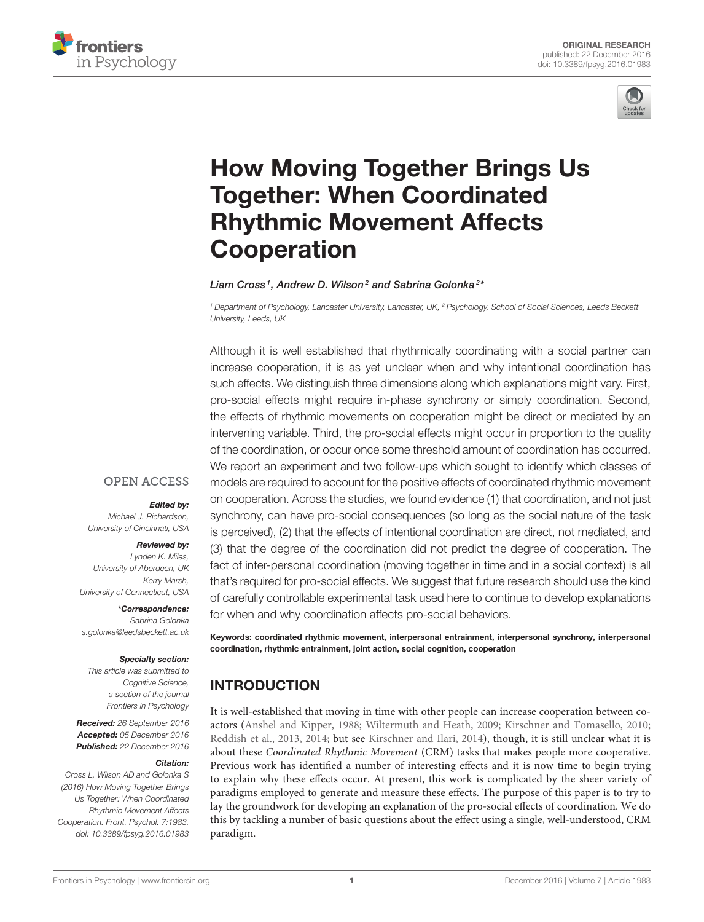ORIGINAL RESEARCH
published: 22 December 2016
doi: 10.3389/fpsyg.2016.01983

# How Moving Together Brings Us Together: When Coordinated Rhythmic Movement Affects Cooperation

*Liam Cross[1], Andrew D. Wilson[2] and Sabrina Golonka[2]\**

[1] Department of Psychology, Lancaster University, Lancaster, UK, [2] Psychology, School of Social Sciences, Leeds Beckett University, Leeds, UK

OPEN ACCESS

***Edited by:***
*Michael J. Richardson, University of Cincinnati, USA*

***Reviewed by:***
*Lynden K. Miles, University of Aberdeen, UK*
*Kerry Marsh, University of Connecticut, USA*

***\*Correspondence:***
*Sabrina Golonka*
*s.golonka@leedsbeckett.ac.uk*

***Specialty section:***
*This article was submitted to Cognitive Science, a section of the journal Frontiers in Psychology*

***Received:*** *26 September 2016*
***Accepted:*** *05 December 2016*
***Published:*** *22 December 2016*

***Citation:***
*Cross L, Wilson AD and Golonka S (2016) How Moving Together Brings Us Together: When Coordinated Rhythmic Movement Affects Cooperation. Front. Psychol. 7:1983. doi: 10.3389/fpsyg.2016.01983*

Although it is well established that rhythmically coordinating with a social partner can increase cooperation, it is as yet unclear when and why intentional coordination has such effects. We distinguish three dimensions along which explanations might vary. First, pro-social effects might require in-phase synchrony or simply coordination. Second, the effects of rhythmic movements on cooperation might be direct or mediated by an intervening variable. Third, the pro-social effects might occur in proportion to the quality of the coordination, or occur once some threshold amount of coordination has occurred. We report an experiment and two follow-ups which sought to identify which classes of models are required to account for the positive effects of coordinated rhythmic movement on cooperation. Across the studies, we found evidence (1) that coordination, and not just synchrony, can have pro-social consequences (so long as the social nature of the task is perceived), (2) that the effects of intentional coordination are direct, not mediated, and (3) that the degree of the coordination did not predict the degree of cooperation. The fact of inter-personal coordination (moving together in time and in a social context) is all that's required for pro-social effects. We suggest that future research should use the kind of carefully controllable experimental task used here to continue to develop explanations for when and why coordination affects pro-social behaviors.

**Keywords: coordinated rhythmic movement, interpersonal entrainment, interpersonal synchrony, interpersonal coordination, rhythmic entrainment, joint action, social cognition, cooperation**

## INTRODUCTION

It is well-established that moving in time with other people can increase cooperation between co-actors (Anshel and Kipper, 1988; Wiltermuth and Heath, 2009; Kirschner and Tomasello, 2010; Reddish et al., 2013, 2014; but see Kirschner and Ilari, 2014), though, it is still unclear what it is about these *Coordinated Rhythmic Movement* (CRM) tasks that makes people more cooperative. Previous work has identified a number of interesting effects and it is now time to begin trying to explain why these effects occur. At present, this work is complicated by the sheer variety of paradigms employed to generate and measure these effects. The purpose of this paper is to try to lay the groundwork for developing an explanation of the pro-social effects of coordination. We do this by tackling a number of basic questions about the effect using a single, well-understood, CRM paradigm.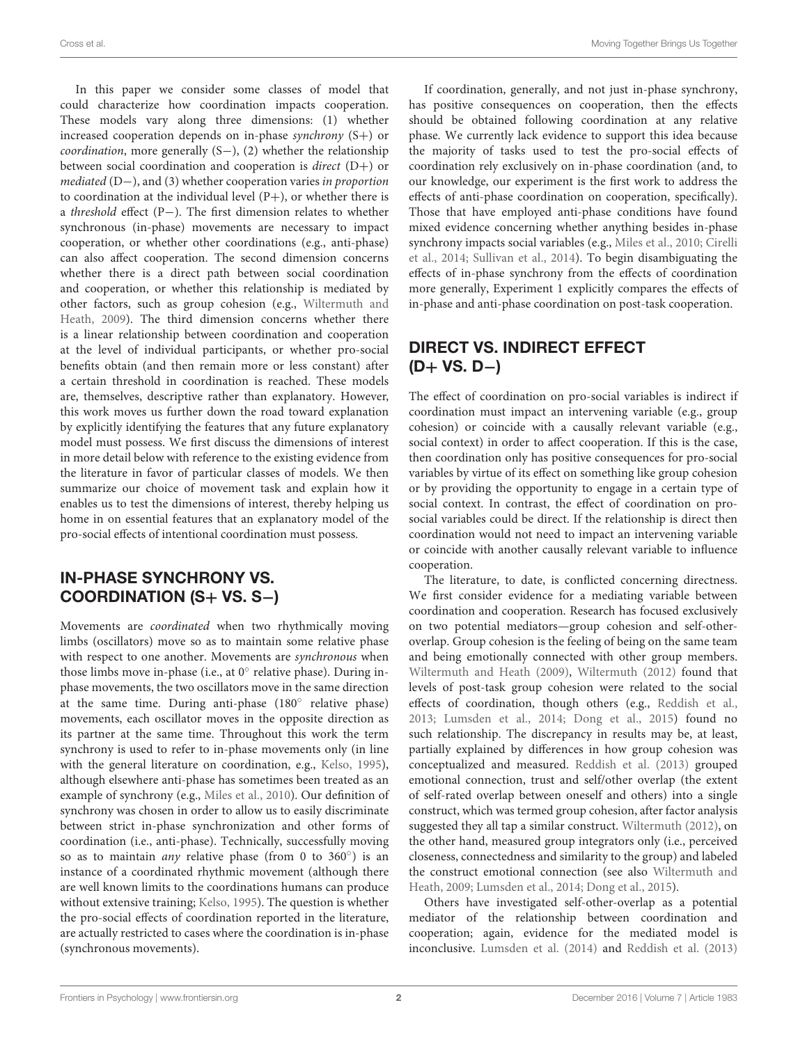In this paper we consider some classes of model that could characterize how coordination impacts cooperation. These models vary along three dimensions: (1) whether increased cooperation depends on in-phase *synchrony* (S+) or *coordination*, more generally (S−), (2) whether the relationship between social coordination and cooperation is *direct* (D+) or *mediated* (D−), and (3) whether cooperation varies *in proportion* to coordination at the individual level (P+), or whether there is a *threshold* effect (P−). The first dimension relates to whether synchronous (in-phase) movements are necessary to impact cooperation, or whether other coordinations (e.g., anti-phase) can also affect cooperation. The second dimension concerns whether there is a direct path between social coordination and cooperation, or whether this relationship is mediated by other factors, such as group cohesion (e.g., Wiltermuth and Heath, 2009). The third dimension concerns whether there is a linear relationship between coordination and cooperation at the level of individual participants, or whether pro-social benefits obtain (and then remain more or less constant) after a certain threshold in coordination is reached. These models are, themselves, descriptive rather than explanatory. However, this work moves us further down the road toward explanation by explicitly identifying the features that any future explanatory model must possess. We first discuss the dimensions of interest in more detail below with reference to the existing evidence from the literature in favor of particular classes of models. We then summarize our choice of movement task and explain how it enables us to test the dimensions of interest, thereby helping us home in on essential features that an explanatory model of the pro-social effects of intentional coordination must possess.

## IN-PHASE SYNCHRONY VS. COORDINATION (S+ VS. S−)

Movements are *coordinated* when two rhythmically moving limbs (oscillators) move so as to maintain some relative phase with respect to one another. Movements are *synchronous* when those limbs move in-phase (i.e., at 0° relative phase). During in-phase movements, the two oscillators move in the same direction at the same time. During anti-phase (180° relative phase) movements, each oscillator moves in the opposite direction as its partner at the same time. Throughout this work the term synchrony is used to refer to in-phase movements only (in line with the general literature on coordination, e.g., Kelso, 1995), although elsewhere anti-phase has sometimes been treated as an example of synchrony (e.g., Miles et al., 2010). Our definition of synchrony was chosen in order to allow us to easily discriminate between strict in-phase synchronization and other forms of coordination (i.e., anti-phase). Technically, successfully moving so as to maintain *any* relative phase (from 0 to 360°) is an instance of a coordinated rhythmic movement (although there are well known limits to the coordinations humans can produce without extensive training; Kelso, 1995). The question is whether the pro-social effects of coordination reported in the literature, are actually restricted to cases where the coordination is in-phase (synchronous movements).

If coordination, generally, and not just in-phase synchrony, has positive consequences on cooperation, then the effects should be obtained following coordination at any relative phase. We currently lack evidence to support this idea because the majority of tasks used to test the pro-social effects of coordination rely exclusively on in-phase coordination (and, to our knowledge, our experiment is the first work to address the effects of anti-phase coordination on cooperation, specifically). Those that have employed anti-phase conditions have found mixed evidence concerning whether anything besides in-phase synchrony impacts social variables (e.g., Miles et al., 2010; Cirelli et al., 2014; Sullivan et al., 2014). To begin disambiguating the effects of in-phase synchrony from the effects of coordination more generally, Experiment 1 explicitly compares the effects of in-phase and anti-phase coordination on post-task cooperation.

## DIRECT VS. INDIRECT EFFECT (D+ VS. D−)

The effect of coordination on pro-social variables is indirect if coordination must impact an intervening variable (e.g., group cohesion) or coincide with a causally relevant variable (e.g., social context) in order to affect cooperation. If this is the case, then coordination only has positive consequences for pro-social variables by virtue of its effect on something like group cohesion or by providing the opportunity to engage in a certain type of social context. In contrast, the effect of coordination on pro-social variables could be direct. If the relationship is direct then coordination would not need to impact an intervening variable or coincide with another causally relevant variable to influence cooperation.

The literature, to date, is conflicted concerning directness. We first consider evidence for a mediating variable between coordination and cooperation. Research has focused exclusively on two potential mediators—group cohesion and self-other-overlap. Group cohesion is the feeling of being on the same team and being emotionally connected with other group members. Wiltermuth and Heath (2009), Wiltermuth (2012) found that levels of post-task group cohesion were related to the social effects of coordination, though others (e.g., Reddish et al., 2013; Lumsden et al., 2014; Dong et al., 2015) found no such relationship. The discrepancy in results may be, at least, partially explained by differences in how group cohesion was conceptualized and measured. Reddish et al. (2013) grouped emotional connection, trust and self/other overlap (the extent of self-rated overlap between oneself and others) into a single construct, which was termed group cohesion, after factor analysis suggested they all tap a similar construct. Wiltermuth (2012), on the other hand, measured group integrators only (i.e., perceived closeness, connectedness and similarity to the group) and labeled the construct emotional connection (see also Wiltermuth and Heath, 2009; Lumsden et al., 2014; Dong et al., 2015).

Others have investigated self-other-overlap as a potential mediator of the relationship between coordination and cooperation; again, evidence for the mediated model is inconclusive. Lumsden et al. (2014) and Reddish et al. (2013)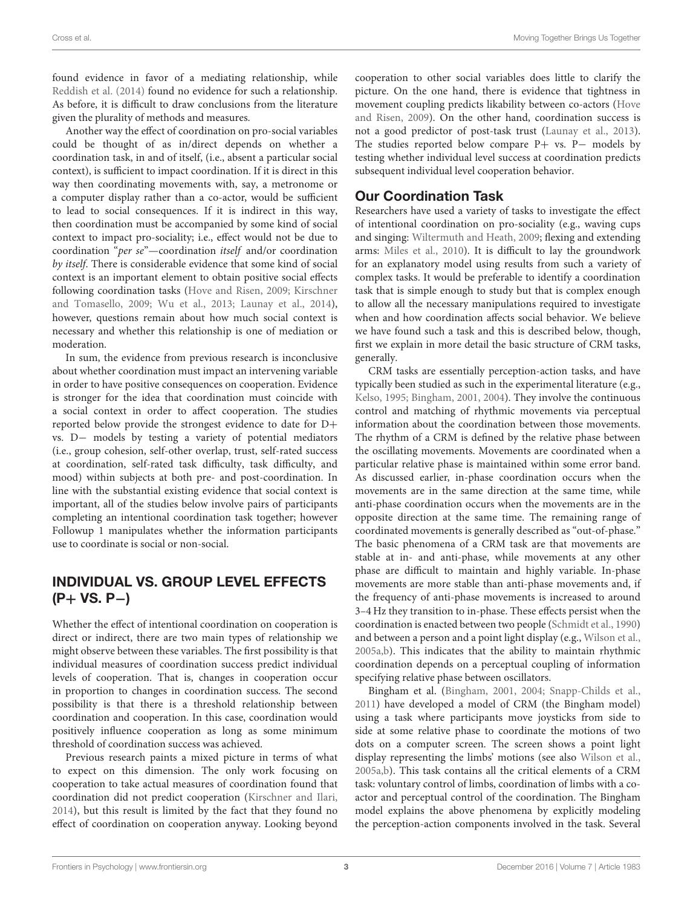found evidence in favor of a mediating relationship, while Reddish et al. (2014) found no evidence for such a relationship. As before, it is difficult to draw conclusions from the literature given the plurality of methods and measures.

Another way the effect of coordination on pro-social variables could be thought of as in/direct depends on whether a coordination task, in and of itself, (i.e., absent a particular social context), is sufficient to impact coordination. If it is direct in this way then coordinating movements with, say, a metronome or a computer display rather than a co-actor, would be sufficient to lead to social consequences. If it is indirect in this way, then coordination must be accompanied by some kind of social context to impact pro-sociality; i.e., effect would not be due to coordination "*per se*"—coordination *itself* and/or coordination *by itself*. There is considerable evidence that some kind of social context is an important element to obtain positive social effects following coordination tasks (Hove and Risen, 2009; Kirschner and Tomasello, 2009; Wu et al., 2013; Launay et al., 2014), however, questions remain about how much social context is necessary and whether this relationship is one of mediation or moderation.

In sum, the evidence from previous research is inconclusive about whether coordination must impact an intervening variable in order to have positive consequences on cooperation. Evidence is stronger for the idea that coordination must coincide with a social context in order to affect cooperation. The studies reported below provide the strongest evidence to date for D+ vs. D− models by testing a variety of potential mediators (i.e., group cohesion, self-other overlap, trust, self-rated success at coordination, self-rated task difficulty, task difficulty, and mood) within subjects at both pre- and post-coordination. In line with the substantial existing evidence that social context is important, all of the studies below involve pairs of participants completing an intentional coordination task together; however Followup 1 manipulates whether the information participants use to coordinate is social or non-social.

## INDIVIDUAL VS. GROUP LEVEL EFFECTS (P+ VS. P−)

Whether the effect of intentional coordination on cooperation is direct or indirect, there are two main types of relationship we might observe between these variables. The first possibility is that individual measures of coordination success predict individual levels of cooperation. That is, changes in cooperation occur in proportion to changes in coordination success. The second possibility is that there is a threshold relationship between coordination and cooperation. In this case, coordination would positively influence cooperation as long as some minimum threshold of coordination success was achieved.

Previous research paints a mixed picture in terms of what to expect on this dimension. The only work focusing on cooperation to take actual measures of coordination found that coordination did not predict cooperation (Kirschner and Ilari, 2014), but this result is limited by the fact that they found no effect of coordination on cooperation anyway. Looking beyond cooperation to other social variables does little to clarify the picture. On the one hand, there is evidence that tightness in movement coupling predicts likability between co-actors (Hove and Risen, 2009). On the other hand, coordination success is not a good predictor of post-task trust (Launay et al., 2013). The studies reported below compare P+ vs. P− models by testing whether individual level success at coordination predicts subsequent individual level cooperation behavior.

## Our Coordination Task

Researchers have used a variety of tasks to investigate the effect of intentional coordination on pro-sociality (e.g., waving cups and singing: Wiltermuth and Heath, 2009; flexing and extending arms: Miles et al., 2010). It is difficult to lay the groundwork for an explanatory model using results from such a variety of complex tasks. It would be preferable to identify a coordination task that is simple enough to study but that is complex enough to allow all the necessary manipulations required to investigate when and how coordination affects social behavior. We believe we have found such a task and this is described below, though, first we explain in more detail the basic structure of CRM tasks, generally.

CRM tasks are essentially perception-action tasks, and have typically been studied as such in the experimental literature (e.g., Kelso, 1995; Bingham, 2001, 2004). They involve the continuous control and matching of rhythmic movements via perceptual information about the coordination between those movements. The rhythm of a CRM is defined by the relative phase between the oscillating movements. Movements are coordinated when a particular relative phase is maintained within some error band. As discussed earlier, in-phase coordination occurs when the movements are in the same direction at the same time, while anti-phase coordination occurs when the movements are in the opposite direction at the same time. The remaining range of coordinated movements is generally described as "out-of-phase." The basic phenomena of a CRM task are that movements are stable at in- and anti-phase, while movements at any other phase are difficult to maintain and highly variable. In-phase movements are more stable than anti-phase movements and, if the frequency of anti-phase movements is increased to around 3–4 Hz they transition to in-phase. These effects persist when the coordination is enacted between two people (Schmidt et al., 1990) and between a person and a point light display (e.g., Wilson et al., 2005a,b). This indicates that the ability to maintain rhythmic coordination depends on a perceptual coupling of information specifying relative phase between oscillators.

Bingham et al. (Bingham, 2001, 2004; Snapp-Childs et al., 2011) have developed a model of CRM (the Bingham model) using a task where participants move joysticks from side to side at some relative phase to coordinate the motions of two dots on a computer screen. The screen shows a point light display representing the limbs' motions (see also Wilson et al., 2005a,b). This task contains all the critical elements of a CRM task: voluntary control of limbs, coordination of limbs with a co-actor and perceptual control of the coordination. The Bingham model explains the above phenomena by explicitly modeling the perception-action components involved in the task. Several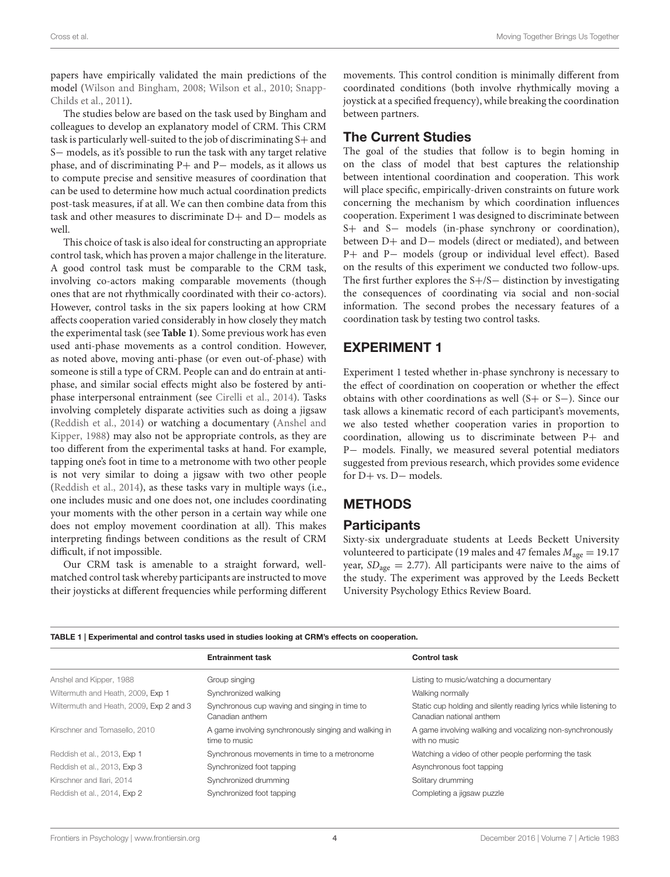papers have empirically validated the main predictions of the model (Wilson and Bingham, 2008; Wilson et al., 2010; Snapp-Childs et al., 2011).

The studies below are based on the task used by Bingham and colleagues to develop an explanatory model of CRM. This CRM task is particularly well-suited to the job of discriminating S+ and S− models, as it's possible to run the task with any target relative phase, and of discriminating P+ and P− models, as it allows us to compute precise and sensitive measures of coordination that can be used to determine how much actual coordination predicts post-task measures, if at all. We can then combine data from this task and other measures to discriminate D+ and D− models as well.

This choice of task is also ideal for constructing an appropriate control task, which has proven a major challenge in the literature. A good control task must be comparable to the CRM task, involving co-actors making comparable movements (though ones that are not rhythmically coordinated with their co-actors). However, control tasks in the six papers looking at how CRM affects cooperation varied considerably in how closely they match the experimental task (see **Table 1**). Some previous work has even used anti-phase movements as a control condition. However, as noted above, moving anti-phase (or even out-of-phase) with someone is still a type of CRM. People can and do entrain at anti-phase, and similar social effects might also be fostered by anti-phase interpersonal entrainment (see Cirelli et al., 2014). Tasks involving completely disparate activities such as doing a jigsaw (Reddish et al., 2014) or watching a documentary (Anshel and Kipper, 1988) may also not be appropriate controls, as they are too different from the experimental tasks at hand. For example, tapping one's foot in time to a metronome with two other people is not very similar to doing a jigsaw with two other people (Reddish et al., 2014), as these tasks vary in multiple ways (i.e., one includes music and one does not, one includes coordinating your moments with the other person in a certain way while one does not employ movement coordination at all). This makes interpreting findings between conditions as the result of CRM difficult, if not impossible.

Our CRM task is amenable to a straight forward, well-matched control task whereby participants are instructed to move their joysticks at different frequencies while performing different movements. This control condition is minimally different from coordinated conditions (both involve rhythmically moving a joystick at a specified frequency), while breaking the coordination between partners.

## The Current Studies

The goal of the studies that follow is to begin homing in on the class of model that best captures the relationship between intentional coordination and cooperation. This work will place specific, empirically-driven constraints on future work concerning the mechanism by which coordination influences cooperation. Experiment 1 was designed to discriminate between S+ and S− models (in-phase synchrony or coordination), between D+ and D− models (direct or mediated), and between P+ and P− models (group or individual level effect). Based on the results of this experiment we conducted two follow-ups. The first further explores the S+/S− distinction by investigating the consequences of coordinating via social and non-social information. The second probes the necessary features of a coordination task by testing two control tasks.

# EXPERIMENT 1

Experiment 1 tested whether in-phase synchrony is necessary to the effect of coordination on cooperation or whether the effect obtains with other coordinations as well (S+ or S−). Since our task allows a kinematic record of each participant's movements, we also tested whether cooperation varies in proportion to coordination, allowing us to discriminate between P+ and P− models. Finally, we measured several potential mediators suggested from previous research, which provides some evidence for D+ vs. D− models.

# METHODS

## Participants

Sixty-six undergraduate students at Leeds Beckett University volunteered to participate (19 males and 47 females $M_{age} = 19.17$ year, $SD_{age} = 2.77$). All participants were naive to the aims of the study. The experiment was approved by the Leeds Beckett University Psychology Ethics Review Board.

**TABLE 1 | Experimental and control tasks used in studies looking at CRM's effects on cooperation.**

| | Entrainment task | Control task |
|---|---|---|
| Anshel and Kipper, 1988 | Group singing | Listing to music/watching a documentary |
| Wiltermuth and Heath, 2009, Exp 1 | Synchronized walking | Walking normally |
| Wiltermuth and Heath, 2009, Exp 2 and 3 | Synchronous cup waving and singing in time to Canadian anthem | Static cup holding and silently reading lyrics while listening to Canadian national anthem |
| Kirschner and Tomasello, 2010 | A game involving synchronously singing and walking in time to music | A game involving walking and vocalizing non-synchronously with no music |
| Reddish et al., 2013, Exp 1 | Synchronous movements in time to a metronome | Watching a video of other people performing the task |
| Reddish et al., 2013, Exp 3 | Synchronized foot tapping | Asynchronous foot tapping |
| Kirschner and Ilari, 2014 | Synchronized drumming | Solitary drumming |
| Reddish et al., 2014, Exp 2 | Synchronized foot tapping | Completing a jigsaw puzzle |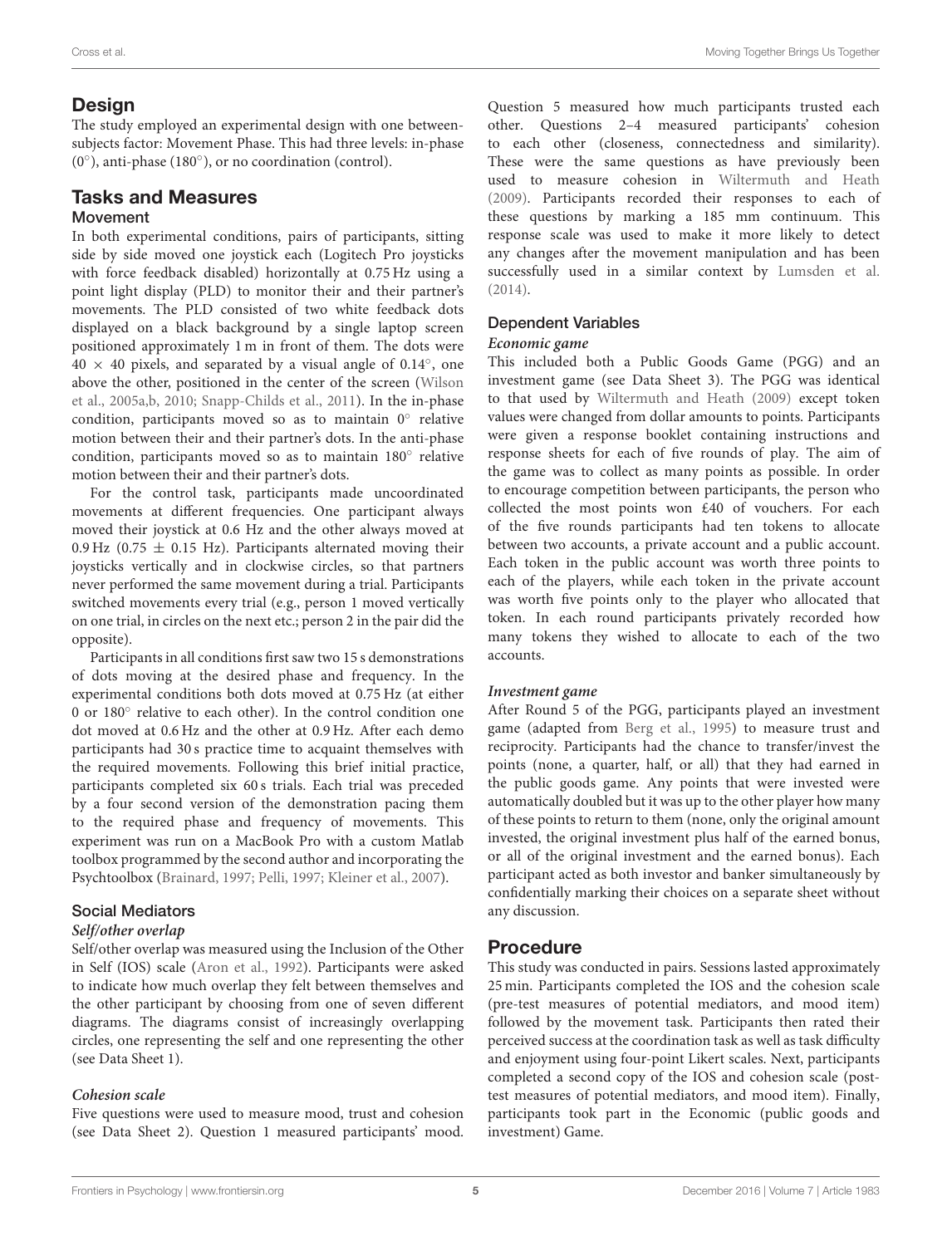## Design

The study employed an experimental design with one between-subjects factor: Movement Phase. This had three levels: in-phase (0°), anti-phase (180°), or no coordination (control).

## Tasks and Measures

### Movement

In both experimental conditions, pairs of participants, sitting side by side moved one joystick each (Logitech Pro joysticks with force feedback disabled) horizontally at 0.75 Hz using a point light display (PLD) to monitor their and their partner's movements. The PLD consisted of two white feedback dots displayed on a black background by a single laptop screen positioned approximately 1 m in front of them. The dots were $40 \times 40$ pixels, and separated by a visual angle of 0.14°, one above the other, positioned in the center of the screen (Wilson et al., 2005a,b, 2010; Snapp-Childs et al., 2011). In the in-phase condition, participants moved so as to maintain 0° relative motion between their and their partner's dots. In the anti-phase condition, participants moved so as to maintain 180° relative motion between their and their partner's dots.

For the control task, participants made uncoordinated movements at different frequencies. One participant always moved their joystick at 0.6 Hz and the other always moved at 0.9 Hz ($0.75 \pm 0.15$ Hz). Participants alternated moving their joysticks vertically and in clockwise circles, so that partners never performed the same movement during a trial. Participants switched movements every trial (e.g., person 1 moved vertically on one trial, in circles on the next etc.; person 2 in the pair did the opposite).

Participants in all conditions first saw two 15 s demonstrations of dots moving at the desired phase and frequency. In the experimental conditions both dots moved at 0.75 Hz (at either 0 or 180° relative to each other). In the control condition one dot moved at 0.6 Hz and the other at 0.9 Hz. After each demo participants had 30 s practice time to acquaint themselves with the required movements. Following this brief initial practice, participants completed six 60 s trials. Each trial was preceded by a four second version of the demonstration pacing them to the required phase and frequency of movements. This experiment was run on a MacBook Pro with a custom Matlab toolbox programmed by the second author and incorporating the Psychtoolbox (Brainard, 1997; Pelli, 1997; Kleiner et al., 2007).

### Social Mediators

#### *Self/other overlap*

Self/other overlap was measured using the Inclusion of the Other in Self (IOS) scale (Aron et al., 1992). Participants were asked to indicate how much overlap they felt between themselves and the other participant by choosing from one of seven different diagrams. The diagrams consist of increasingly overlapping circles, one representing the self and one representing the other (see Data Sheet 1).

#### *Cohesion scale*

Five questions were used to measure mood, trust and cohesion (see Data Sheet 2). Question 1 measured participants' mood. Question 5 measured how much participants trusted each other. Questions 2–4 measured participants' cohesion to each other (closeness, connectedness and similarity). These were the same questions as have previously been used to measure cohesion in Wiltermuth and Heath (2009). Participants recorded their responses to each of these questions by marking a 185 mm continuum. This response scale was used to make it more likely to detect any changes after the movement manipulation and has been successfully used in a similar context by Lumsden et al. (2014).

### Dependent Variables

#### *Economic game*

This included both a Public Goods Game (PGG) and an investment game (see Data Sheet 3). The PGG was identical to that used by Wiltermuth and Heath (2009) except token values were changed from dollar amounts to points. Participants were given a response booklet containing instructions and response sheets for each of five rounds of play. The aim of the game was to collect as many points as possible. In order to encourage competition between participants, the person who collected the most points won £40 of vouchers. For each of the five rounds participants had ten tokens to allocate between two accounts, a private account and a public account. Each token in the public account was worth three points to each of the players, while each token in the private account was worth five points only to the player who allocated that token. In each round participants privately recorded how many tokens they wished to allocate to each of the two accounts.

#### *Investment game*

After Round 5 of the PGG, participants played an investment game (adapted from Berg et al., 1995) to measure trust and reciprocity. Participants had the chance to transfer/invest the points (none, a quarter, half, or all) that they had earned in the public goods game. Any points that were invested were automatically doubled but it was up to the other player how many of these points to return to them (none, only the original amount invested, the original investment plus half of the earned bonus, or all of the original investment and the earned bonus). Each participant acted as both investor and banker simultaneously by confidentially marking their choices on a separate sheet without any discussion.

## Procedure

This study was conducted in pairs. Sessions lasted approximately 25 min. Participants completed the IOS and the cohesion scale (pre-test measures of potential mediators, and mood item) followed by the movement task. Participants then rated their perceived success at the coordination task as well as task difficulty and enjoyment using four-point Likert scales. Next, participants completed a second copy of the IOS and cohesion scale (post-test measures of potential mediators, and mood item). Finally, participants took part in the Economic (public goods and investment) Game.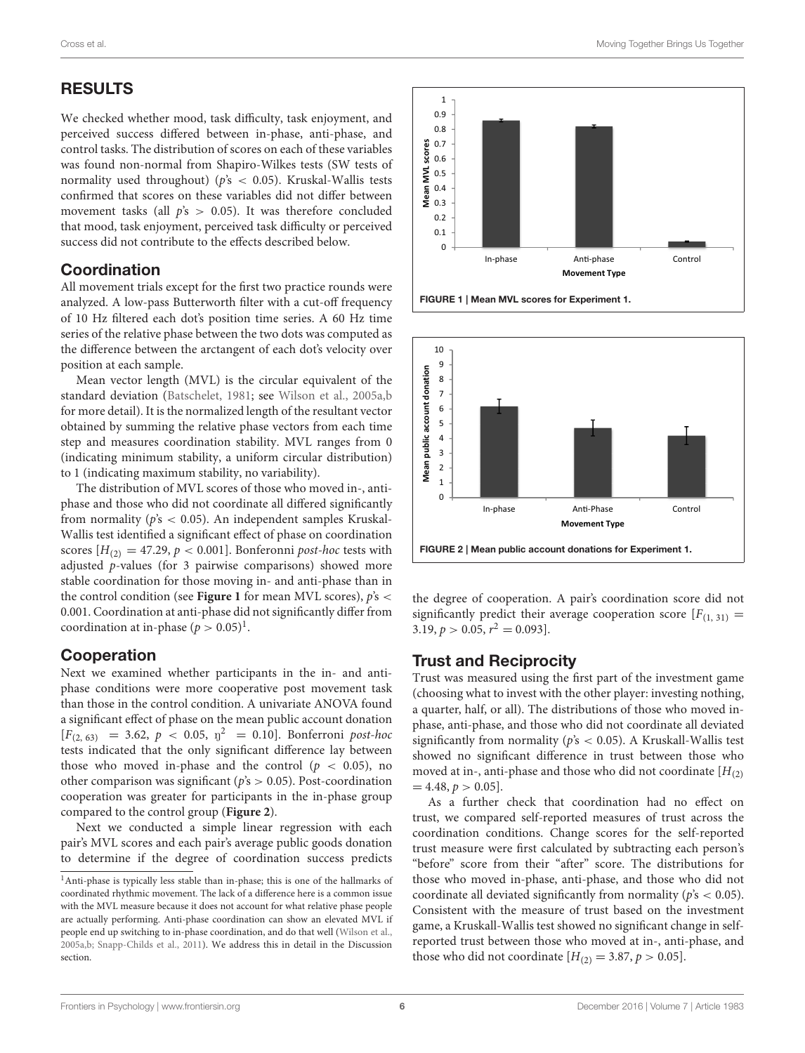## RESULTS

We checked whether mood, task difficulty, task enjoyment, and perceived success differed between in-phase, anti-phase, and control tasks. The distribution of scores on each of these variables was found non-normal from Shapiro-Wilkes tests (SW tests of normality used throughout) ($p$'s $< 0.05$). Kruskal-Wallis tests confirmed that scores on these variables did not differ between movement tasks (all $p$'s $> 0.05$). It was therefore concluded that mood, task enjoyment, perceived task difficulty or perceived success did not contribute to the effects described below.

### Coordination

All movement trials except for the first two practice rounds were analyzed. A low-pass Butterworth filter with a cut-off frequency of 10 Hz filtered each dot's position time series. A 60 Hz time series of the relative phase between the two dots was computed as the difference between the arctangent of each dot's velocity over position at each sample.

Mean vector length (MVL) is the circular equivalent of the standard deviation (Batschelet, 1981; see Wilson et al., 2005a,b for more detail). It is the normalized length of the resultant vector obtained by summing the relative phase vectors from each time step and measures coordination stability. MVL ranges from 0 (indicating minimum stability, a uniform circular distribution) to 1 (indicating maximum stability, no variability).

The distribution of MVL scores of those who moved in-, anti-phase and those who did not coordinate all differed significantly from normality ($p$'s $< 0.05$). An independent samples Kruskal-Wallis test identified a significant effect of phase on coordination scores [$H_{(2)} = 47.29$, $p < 0.001$]. Bonferroni *post-hoc* tests with adjusted $p$-values (for 3 pairwise comparisons) showed more stable coordination for those moving in- and anti-phase than in the control condition (see **Figure 1** for mean MVL scores), $p$'s $<$ 0.001. Coordination at anti-phase did not significantly differ from coordination at in-phase ($p > 0.05$)[1].

### Cooperation

Next we examined whether participants in the in- and anti-phase conditions were more cooperative post movement task than those in the control condition. A univariate ANOVA found a significant effect of phase on the mean public account donation [$F_{(2, 63)} = 3.62$, $p < 0.05$, $\eta^2 = 0.10$]. Bonferroni *post-hoc* tests indicated that the only significant difference lay between those who moved in-phase and the control ($p < 0.05$), no other comparison was significant ($p$'s $> 0.05$). Post-coordination cooperation was greater for participants in the in-phase group compared to the control group (**Figure 2**).

Next we conducted a simple linear regression with each pair's MVL scores and each pair's average public goods donation to determine if the degree of coordination success predicts the degree of cooperation. A pair's coordination score did not significantly predict their average cooperation score [$F_{(1, 31)} = 3.19$, $p > 0.05$, $r^2 = 0.093$].

**FIGURE 1 | Mean MVL scores for Experiment 1.**

**FIGURE 2 | Mean public account donations for Experiment 1.**

### Trust and Reciprocity

Trust was measured using the first part of the investment game (choosing what to invest with the other player: investing nothing, a quarter, half, or all). The distributions of those who moved in-phase, anti-phase, and those who did not coordinate all deviated significantly from normality ($p$'s $< 0.05$). A Kruskall-Wallis test showed no significant difference in trust between those who moved at in-, anti-phase and those who did not coordinate [$H_{(2)} = 4.48$, $p > 0.05$].

As a further check that coordination had no effect on trust, we compared self-reported measures of trust across the coordination conditions. Change scores for the self-reported trust measure were first calculated by subtracting each person's "before" score from their "after" score. The distributions for those who moved in-phase, anti-phase, and those who did not coordinate all deviated significantly from normality ($p$'s $< 0.05$). Consistent with the measure of trust based on the investment game, a Kruskall-Wallis test showed no significant change in self-reported trust between those who moved at in-, anti-phase, and those who did not coordinate [$H_{(2)} = 3.87$, $p > 0.05$].

[1] Anti-phase is typically less stable than in-phase; this is one of the hallmarks of coordinated rhythmic movement. The lack of a difference here is a common issue with the MVL measure because it does not account for what relative phase people are actually performing. Anti-phase coordination can show an elevated MVL if people end up switching to in-phase coordination, and do that well (Wilson et al., 2005a,b; Snapp-Childs et al., 2011). We address this in detail in the Discussion section.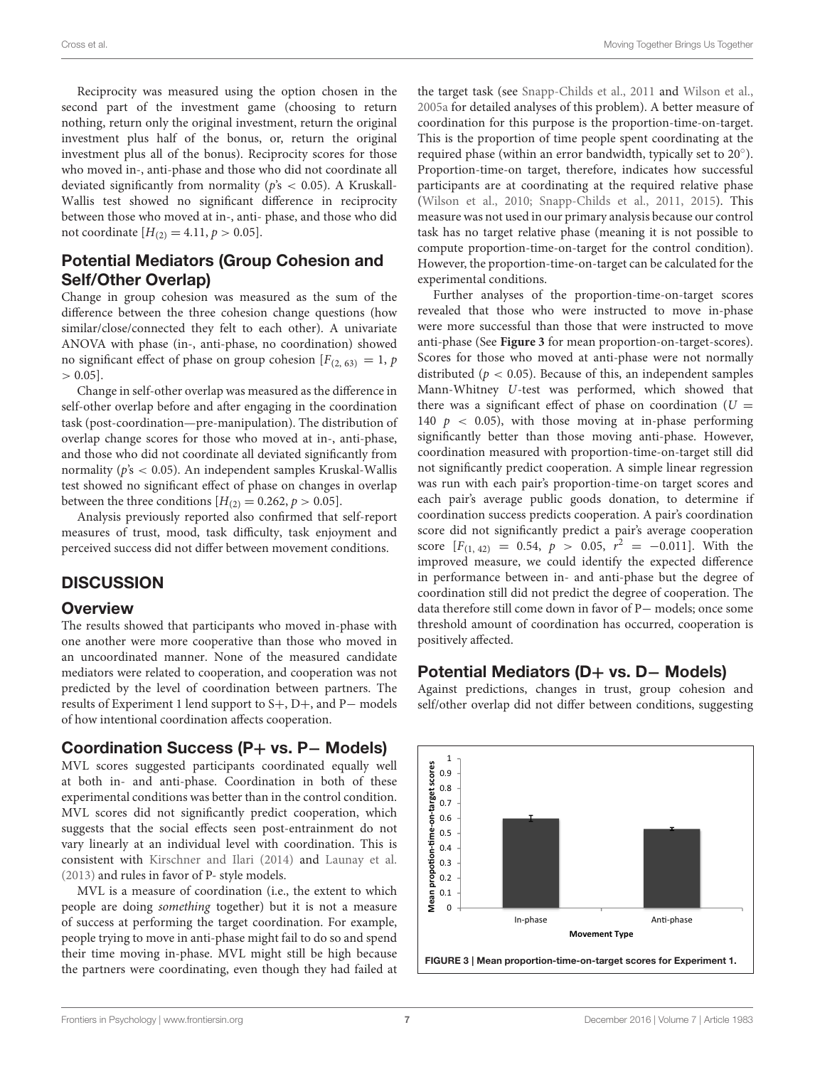Reciprocity was measured using the option chosen in the second part of the investment game (choosing to return nothing, return only the original investment, return the original investment plus half of the bonus, or, return the original investment plus all of the bonus). Reciprocity scores for those who moved in-, anti-phase and those who did not coordinate all deviated significantly from normality ($p$'s $< 0.05$). A Kruskall-Wallis test showed no significant difference in reciprocity between those who moved at in-, anti- phase, and those who did not coordinate [$H_{(2)} = 4.11, p > 0.05$].

## Potential Mediators (Group Cohesion and Self/Other Overlap)

Change in group cohesion was measured as the sum of the difference between the three cohesion change questions (how similar/close/connected they felt to each other). A univariate ANOVA with phase (in-, anti-phase, no coordination) showed no significant effect of phase on group cohesion [$F_{(2, 63)} = 1, p > 0.05$].

Change in self-other overlap was measured as the difference in self-other overlap before and after engaging in the coordination task (post-coordination—pre-manipulation). The distribution of overlap change scores for those who moved at in-, anti-phase, and those who did not coordinate all deviated significantly from normality ($p$'s $< 0.05$). An independent samples Kruskal-Wallis test showed no significant effect of phase on changes in overlap between the three conditions [$H_{(2)} = 0.262, p > 0.05$].

Analysis previously reported also confirmed that self-report measures of trust, mood, task difficulty, task enjoyment and perceived success did not differ between movement conditions.

# DISCUSSION

## Overview

The results showed that participants who moved in-phase with one another were more cooperative than those who moved in an uncoordinated manner. None of the measured candidate mediators were related to cooperation, and cooperation was not predicted by the level of coordination between partners. The results of Experiment 1 lend support to S+, D+, and P− models of how intentional coordination affects cooperation.

## Coordination Success (P+ vs. P− Models)

MVL scores suggested participants coordinated equally well at both in- and anti-phase. Coordination in both of these experimental conditions was better than in the control condition. MVL scores did not significantly predict cooperation, which suggests that the social effects seen post-entrainment do not vary linearly at an individual level with coordination. This is consistent with Kirschner and Ilari (2014) and Launay et al. (2013) and rules in favor of P- style models.

MVL is a measure of coordination (i.e., the extent to which people are doing *something* together) but it is not a measure of success at performing the target coordination. For example, people trying to move in anti-phase might fail to do so and spend their time moving in-phase. MVL might still be high because the partners were coordinating, even though they had failed at the target task (see Snapp-Childs et al., 2011 and Wilson et al., 2005a for detailed analyses of this problem). A better measure of coordination for this purpose is the proportion-time-on-target. This is the proportion of time people spent coordinating at the required phase (within an error bandwidth, typically set to 20°). Proportion-time-on target, therefore, indicates how successful participants are at coordinating at the required relative phase (Wilson et al., 2010; Snapp-Childs et al., 2011, 2015). This measure was not used in our primary analysis because our control task has no target relative phase (meaning it is not possible to compute proportion-time-on-target for the control condition). However, the proportion-time-on-target can be calculated for the experimental conditions.

Further analyses of the proportion-time-on-target scores revealed that those who were instructed to move in-phase were more successful than those that were instructed to move anti-phase (See **Figure 3** for mean proportion-on-target-scores). Scores for those who moved at anti-phase were not normally distributed ($p < 0.05$). Because of this, an independent samples Mann-Whitney $U$-test was performed, which showed that there was a significant effect of phase on coordination ($U = 140$ $p < 0.05$), with those moving at in-phase performing significantly better than those moving anti-phase. However, coordination measured with proportion-time-on-target still did not significantly predict cooperation. A simple linear regression was run with each pair's proportion-time-on target scores and each pair's average public goods donation, to determine if coordination success predicts cooperation. A pair's coordination score did not significantly predict a pair's average cooperation score [$F_{(1, 42)} = 0.54$, $p > 0.05$, $r^2 = -0.011$]. With the improved measure, we could identify the expected difference in performance between in- and anti-phase but the degree of coordination still did not predict the degree of cooperation. The data therefore still come down in favor of P− models; once some threshold amount of coordination has occurred, cooperation is positively affected.

## Potential Mediators (D+ vs. D− Models)

Against predictions, changes in trust, group cohesion and self/other overlap did not differ between conditions, suggesting

**FIGURE 3 | Mean proportion-time-on-target scores for Experiment 1.**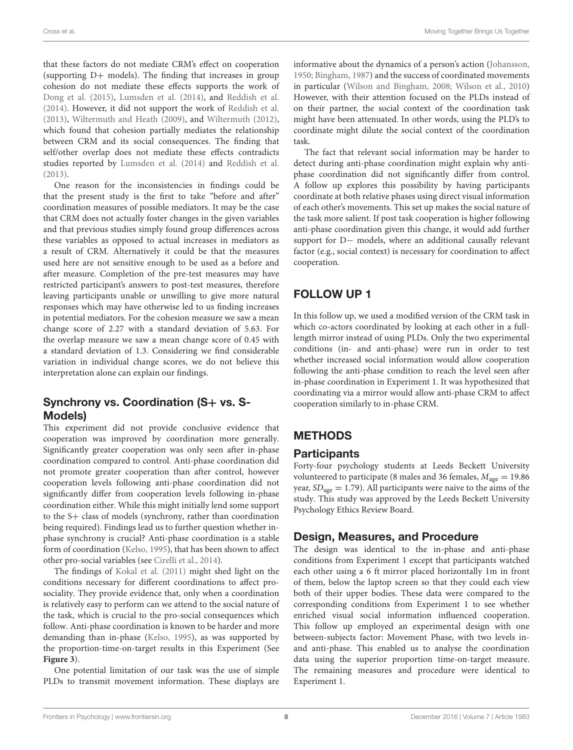that these factors do not mediate CRM's effect on cooperation (supporting D+ models). The finding that increases in group cohesion do not mediate these effects supports the work of Dong et al. (2015), Lumsden et al. (2014), and Reddish et al. (2014). However, it did not support the work of Reddish et al. (2013), Wiltermuth and Heath (2009), and Wiltermuth (2012), which found that cohesion partially mediates the relationship between CRM and its social consequences. The finding that self/other overlap does not mediate these effects contradicts studies reported by Lumsden et al. (2014) and Reddish et al. (2013).

One reason for the inconsistencies in findings could be that the present study is the first to take "before and after" coordination measures of possible mediators. It may be the case that CRM does not actually foster changes in the given variables and that previous studies simply found group differences across these variables as opposed to actual increases in mediators as a result of CRM. Alternatively it could be that the measures used here are not sensitive enough to be used as a before and after measure. Completion of the pre-test measures may have restricted participant's answers to post-test measures, therefore leaving participants unable or unwilling to give more natural responses which may have otherwise led to us finding increases in potential mediators. For the cohesion measure we saw a mean change score of 2.27 with a standard deviation of 5.63. For the overlap measure we saw a mean change score of 0.45 with a standard deviation of 1.3. Considering we find considerable variation in individual change scores, we do not believe this interpretation alone can explain our findings.

## Synchrony vs. Coordination (S+ vs. S- Models)

This experiment did not provide conclusive evidence that cooperation was improved by coordination more generally. Significantly greater cooperation was only seen after in-phase coordination compared to control. Anti-phase coordination did not promote greater cooperation than after control, however cooperation levels following anti-phase coordination did not significantly differ from cooperation levels following in-phase coordination either. While this might initially lend some support to the S+ class of models (synchrony, rather than coordination being required). Findings lead us to further question whether in-phase synchrony is crucial? Anti-phase coordination is a stable form of coordination (Kelso, 1995), that has been shown to affect other pro-social variables (see Cirelli et al., 2014).

The findings of Kokal et al. (2011) might shed light on the conditions necessary for different coordinations to affect pro-sociality. They provide evidence that, only when a coordination is relatively easy to perform can we attend to the social nature of the task, which is crucial to the pro-social consequences which follow. Anti-phase coordination is known to be harder and more demanding than in-phase (Kelso, 1995), as was supported by the proportion-time-on-target results in this Experiment (See **Figure 3**).

One potential limitation of our task was the use of simple PLDs to transmit movement information. These displays are informative about the dynamics of a person's action (Johansson, 1950; Bingham, 1987) and the success of coordinated movements in particular (Wilson and Bingham, 2008; Wilson et al., 2010) However, with their attention focused on the PLDs instead of on their partner, the social context of the coordination task might have been attenuated. In other words, using the PLD's to coordinate might dilute the social context of the coordination task.

The fact that relevant social information may be harder to detect during anti-phase coordination might explain why anti-phase coordination did not significantly differ from control. A follow up explores this possibility by having participants coordinate at both relative phases using direct visual information of each other's movements. This set up makes the social nature of the task more salient. If post task cooperation is higher following anti-phase coordination given this change, it would add further support for D− models, where an additional causally relevant factor (e.g., social context) is necessary for coordination to affect cooperation.

# FOLLOW UP 1

In this follow up, we used a modified version of the CRM task in which co-actors coordinated by looking at each other in a full-length mirror instead of using PLDs. Only the two experimental conditions (in- and anti-phase) were run in order to test whether increased social information would allow cooperation following the anti-phase condition to reach the level seen after in-phase coordination in Experiment 1. It was hypothesized that coordinating via a mirror would allow anti-phase CRM to affect cooperation similarly to in-phase CRM.

# METHODS

## Participants

Forty-four psychology students at Leeds Beckett University volunteered to participate (8 males and 36 females, $M_{\text{age}} = 19.86$ year, $SD_{\text{age}} = 1.79$). All participants were naive to the aims of the study. This study was approved by the Leeds Beckett University Psychology Ethics Review Board.

## Design, Measures, and Procedure

The design was identical to the in-phase and anti-phase conditions from Experiment 1 except that participants watched each other using a 6 ft mirror placed horizontally 1m in front of them, below the laptop screen so that they could each view both of their upper bodies. These data were compared to the corresponding conditions from Experiment 1 to see whether enriched visual social information influenced cooperation. This follow up employed an experimental design with one between-subjects factor: Movement Phase, with two levels in- and anti-phase. This enabled us to analyse the coordination data using the superior proportion time-on-target measure. The remaining measures and procedure were identical to Experiment 1.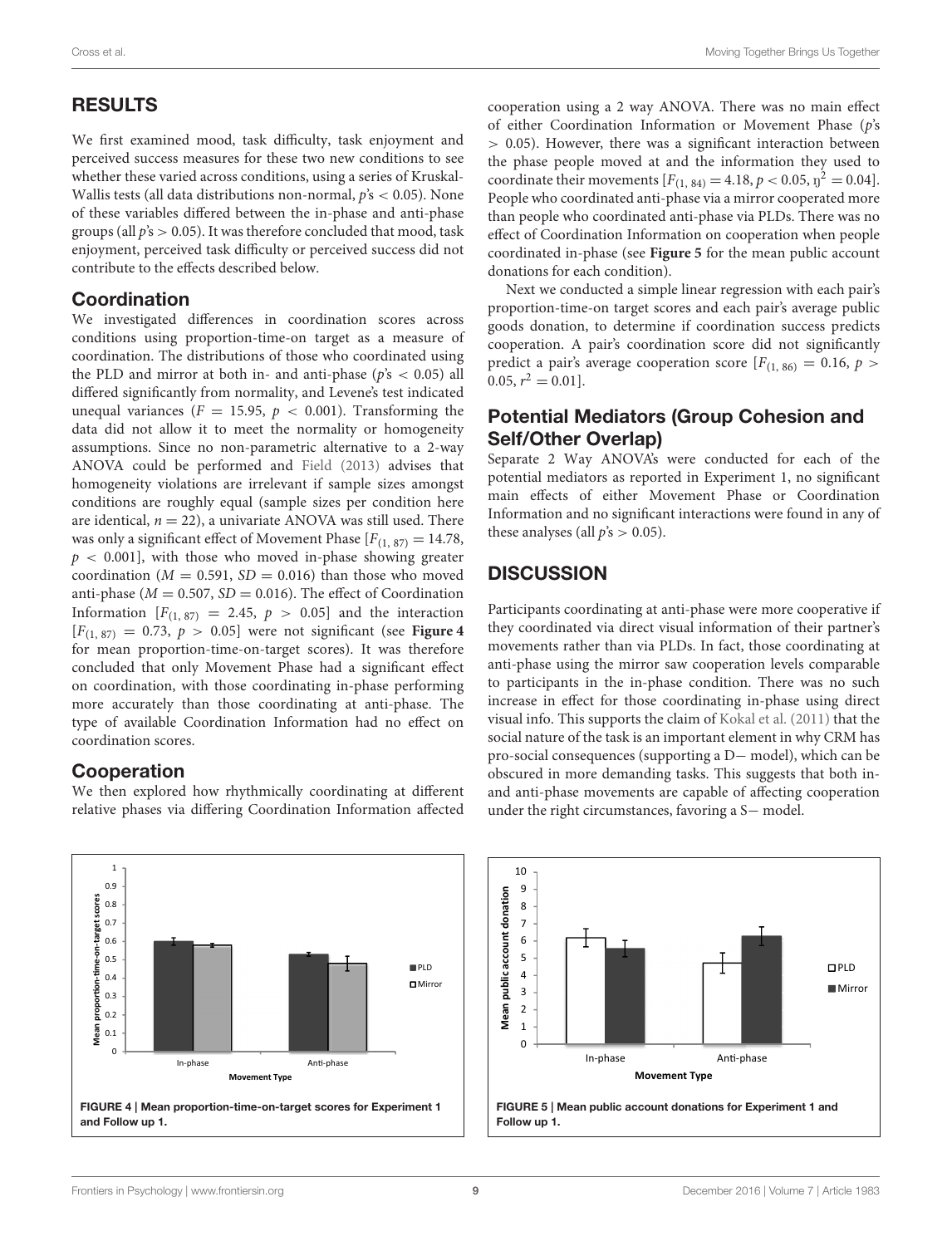## RESULTS

We first examined mood, task difficulty, task enjoyment and perceived success measures for these two new conditions to see whether these varied across conditions, using a series of Kruskal-Wallis tests (all data distributions non-normal, $p$'s $< 0.05$). None of these variables differed between the in-phase and anti-phase groups (all $p$'s $> 0.05$). It was therefore concluded that mood, task enjoyment, perceived task difficulty or perceived success did not contribute to the effects described below.

### Coordination

We investigated differences in coordination scores across conditions using proportion-time-on target as a measure of coordination. The distributions of those who coordinated using the PLD and mirror at both in- and anti-phase ($p$'s $< 0.05$) all differed significantly from normality, and Levene's test indicated unequal variances ($F = 15.95$, $p < 0.001$). Transforming the data did not allow it to meet the normality or homogeneity assumptions. Since no non-parametric alternative to a 2-way ANOVA could be performed and Field (2013) advises that homogeneity violations are irrelevant if sample sizes amongst conditions are roughly equal (sample sizes per condition here are identical, $n = 22$), a univariate ANOVA was still used. There was only a significant effect of Movement Phase [$F_{(1, 87)} = 14.78$, $p < 0.001$], with those who moved in-phase showing greater coordination ($M = 0.591$, $SD = 0.016$) than those who moved anti-phase ($M = 0.507$, $SD = 0.016$). The effect of Coordination Information [$F_{(1, 87)} = 2.45$, $p > 0.05$] and the interaction [$F_{(1, 87)} = 0.73$, $p > 0.05$] were not significant (see **Figure 4** for mean proportion-time-on-target scores). It was therefore concluded that only Movement Phase had a significant effect on coordination, with those coordinating in-phase performing more accurately than those coordinating at anti-phase. The type of available Coordination Information had no effect on coordination scores.

### Cooperation

We then explored how rhythmically coordinating at different relative phases via differing Coordination Information affected cooperation using a 2 way ANOVA. There was no main effect of either Coordination Information or Movement Phase ($p$'s $> 0.05$). However, there was a significant interaction between the phase people moved at and the information they used to coordinate their movements [$F_{(1, 84)} = 4.18$, $p < 0.05$, $\eta^2 = 0.04$]. People who coordinated anti-phase via a mirror cooperated more than people who coordinated anti-phase via PLDs. There was no effect of Coordination Information on cooperation when people coordinated in-phase (see **Figure 5** for the mean public account donations for each condition).

Next we conducted a simple linear regression with each pair's proportion-time-on target scores and each pair's average public goods donation, to determine if coordination success predicts cooperation. A pair's coordination score did not significantly predict a pair's average cooperation score [$F_{(1, 86)} = 0.16$, $p > 0.05$, $r^2 = 0.01$].

### Potential Mediators (Group Cohesion and Self/Other Overlap)

Separate 2 Way ANOVA's were conducted for each of the potential mediators as reported in Experiment 1, no significant main effects of either Movement Phase or Coordination Information and no significant interactions were found in any of these analyses (all $p$'s $> 0.05$).

## DISCUSSION

Participants coordinating at anti-phase were more cooperative if they coordinated via direct visual information of their partner's movements rather than via PLDs. In fact, those coordinating at anti-phase using the mirror saw cooperation levels comparable to participants in the in-phase condition. There was no such increase in effect for those coordinating in-phase using direct visual info. This supports the claim of Kokal et al. (2011) that the social nature of the task is an important element in why CRM has pro-social consequences (supporting a D− model), which can be obscured in more demanding tasks. This suggests that both in- and anti-phase movements are capable of affecting cooperation under the right circumstances, favoring a S− model.

**FIGURE 4 | Mean proportion-time-on-target scores for Experiment 1 and Follow up 1.**

**FIGURE 5 | Mean public account donations for Experiment 1 and Follow up 1.**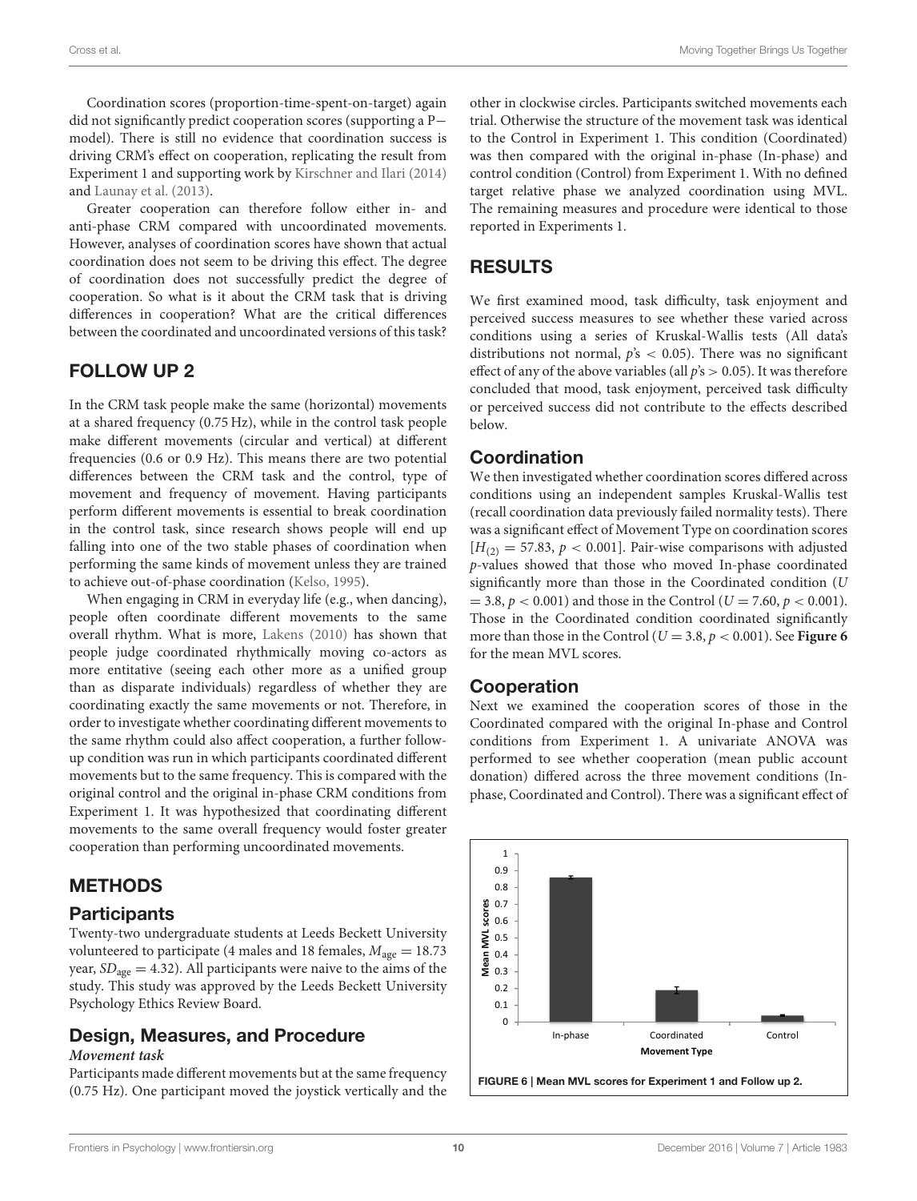Coordination scores (proportion-time-spent-on-target) again did not significantly predict cooperation scores (supporting a P− model). There is still no evidence that coordination success is driving CRM's effect on cooperation, replicating the result from Experiment 1 and supporting work by Kirschner and Ilari (2014) and Launay et al. (2013).

Greater cooperation can therefore follow either in- and anti-phase CRM compared with uncoordinated movements. However, analyses of coordination scores have shown that actual coordination does not seem to be driving this effect. The degree of coordination does not successfully predict the degree of cooperation. So what is it about the CRM task that is driving differences in cooperation? What are the critical differences between the coordinated and uncoordinated versions of this task?

## FOLLOW UP 2

In the CRM task people make the same (horizontal) movements at a shared frequency (0.75 Hz), while in the control task people make different movements (circular and vertical) at different frequencies (0.6 or 0.9 Hz). This means there are two potential differences between the CRM task and the control, type of movement and frequency of movement. Having participants perform different movements is essential to break coordination in the control task, since research shows people will end up falling into one of the two stable phases of coordination when performing the same kinds of movement unless they are trained to achieve out-of-phase coordination (Kelso, 1995).

When engaging in CRM in everyday life (e.g., when dancing), people often coordinate different movements to the same overall rhythm. What is more, Lakens (2010) has shown that people judge coordinated rhythmically moving co-actors as more entitative (seeing each other more as a unified group than as disparate individuals) regardless of whether they are coordinating exactly the same movements or not. Therefore, in order to investigate whether coordinating different movements to the same rhythm could also affect cooperation, a further follow-up condition was run in which participants coordinated different movements but to the same frequency. This is compared with the original control and the original in-phase CRM conditions from Experiment 1. It was hypothesized that coordinating different movements to the same overall frequency would foster greater cooperation than performing uncoordinated movements.

## METHODS

### Participants

Twenty-two undergraduate students at Leeds Beckett University volunteered to participate (4 males and 18 females, $M_{age} = 18.73$ year, $SD_{age} = 4.32$). All participants were naive to the aims of the study. This study was approved by the Leeds Beckett University Psychology Ethics Review Board.

### Design, Measures, and Procedure

#### *Movement task*

Participants made different movements but at the same frequency (0.75 Hz). One participant moved the joystick vertically and the other in clockwise circles. Participants switched movements each trial. Otherwise the structure of the movement task was identical to the Control in Experiment 1. This condition (Coordinated) was then compared with the original in-phase (In-phase) and control condition (Control) from Experiment 1. With no defined target relative phase we analyzed coordination using MVL. The remaining measures and procedure were identical to those reported in Experiments 1.

## RESULTS

We first examined mood, task difficulty, task enjoyment and perceived success measures to see whether these varied across conditions using a series of Kruskal-Wallis tests (All data's distributions not normal, $p$'s $< 0.05$). There was no significant effect of any of the above variables (all $p$'s $> 0.05$). It was therefore concluded that mood, task enjoyment, perceived task difficulty or perceived success did not contribute to the effects described below.

### Coordination

We then investigated whether coordination scores differed across conditions using an independent samples Kruskal-Wallis test (recall coordination data previously failed normality tests). There was a significant effect of Movement Type on coordination scores [$H_{(2)} = 57.83$, $p < 0.001$]. Pair-wise comparisons with adjusted $p$-values showed that those who moved In-phase coordinated significantly more than those in the Coordinated condition ($U = 3.8$, $p < 0.001$) and those in the Control ($U = 7.60$, $p < 0.001$). Those in the Coordinated condition coordinated significantly more than those in the Control ($U = 3.8$, $p < 0.001$). See **Figure 6** for the mean MVL scores.

### Cooperation

Next we examined the cooperation scores of those in the Coordinated compared with the original In-phase and Control conditions from Experiment 1. A univariate ANOVA was performed to see whether cooperation (mean public account donation) differed across the three movement conditions (In-phase, Coordinated and Control). There was a significant effect of

**FIGURE 6 | Mean MVL scores for Experiment 1 and Follow up 2.**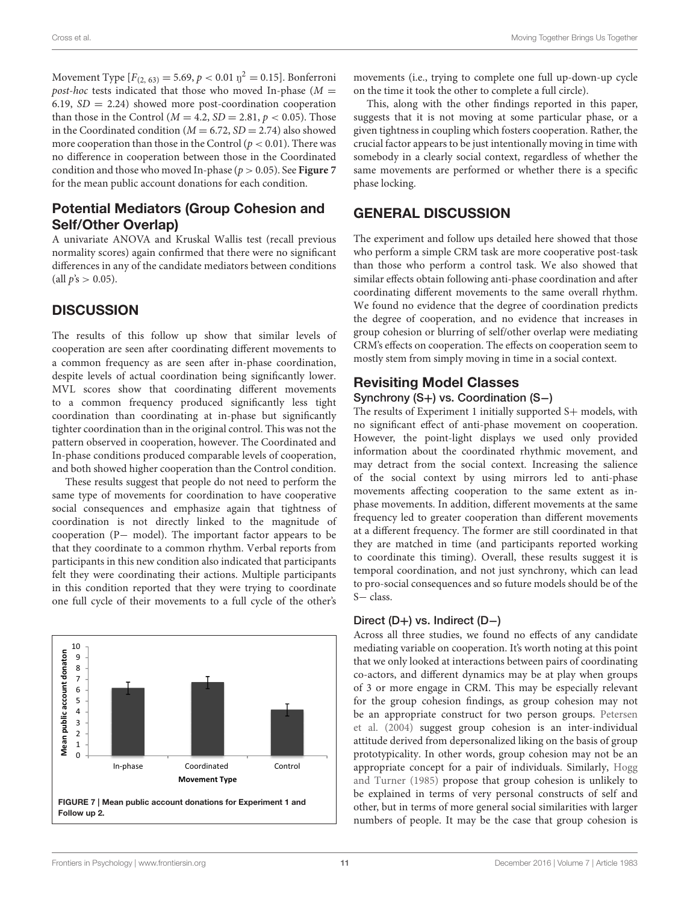Movement Type [$F_{(2, 63)} = 5.69$, $p < 0.01$ $\eta^2 = 0.15$]. Bonferroni *post-hoc* tests indicated that those who moved In-phase ($M = 6.19$, $SD = 2.24$) showed more post-coordination cooperation than those in the Control ($M = 4.2$, $SD = 2.81$, $p < 0.05$). Those in the Coordinated condition ($M = 6.72$, $SD = 2.74$) also showed more cooperation than those in the Control ($p < 0.01$). There was no difference in cooperation between those in the Coordinated condition and those who moved In-phase ($p > 0.05$). See **Figure 7** for the mean public account donations for each condition.

## Potential Mediators (Group Cohesion and Self/Other Overlap)

A univariate ANOVA and Kruskal Wallis test (recall previous normality scores) again confirmed that there were no significant differences in any of the candidate mediators between conditions (all $p$'s > 0.05).

# DISCUSSION

The results of this follow up show that similar levels of cooperation are seen after coordinating different movements to a common frequency as are seen after in-phase coordination, despite levels of actual coordination being significantly lower. MVL scores show that coordinating different movements to a common frequency produced significantly less tight coordination than coordinating at in-phase but significantly tighter coordination than in the original control. This was not the pattern observed in cooperation, however. The Coordinated and In-phase conditions produced comparable levels of cooperation, and both showed higher cooperation than the Control condition.

These results suggest that people do not need to perform the same type of movements for coordination to have cooperative social consequences and emphasize again that tightness of coordination is not directly linked to the magnitude of cooperation (P− model). The important factor appears to be that they coordinate to a common rhythm. Verbal reports from participants in this new condition also indicated that participants felt they were coordinating their actions. Multiple participants in this condition reported that they were trying to coordinate one full cycle of their movements to a full cycle of the other's movements (i.e., trying to complete one full up-down-up cycle on the time it took the other to complete a full circle).

This, along with the other findings reported in this paper, suggests that it is not moving at some particular phase, or a given tightness in coupling which fosters cooperation. Rather, the crucial factor appears to be just intentionally moving in time with somebody in a clearly social context, regardless of whether the same movements are performed or whether there is a specific phase locking.

**FIGURE 7 | Mean public account donations for Experiment 1 and Follow up 2.**

# GENERAL DISCUSSION

The experiment and follow ups detailed here showed that those who perform a simple CRM task are more cooperative post-task than those who perform a control task. We also showed that similar effects obtain following anti-phase coordination and after coordinating different movements to the same overall rhythm. We found no evidence that the degree of coordination predicts the degree of cooperation, and no evidence that increases in group cohesion or blurring of self/other overlap were mediating CRM's effects on cooperation. The effects on cooperation seem to mostly stem from simply moving in time in a social context.

## Revisiting Model Classes

### Synchrony (S+) vs. Coordination (S−)

The results of Experiment 1 initially supported S+ models, with no significant effect of anti-phase movement on cooperation. However, the point-light displays we used only provided information about the coordinated rhythmic movement, and may detract from the social context. Increasing the salience of the social context by using mirrors led to anti-phase movements affecting cooperation to the same extent as in-phase movements. In addition, different movements at the same frequency led to greater cooperation than different movements at a different frequency. The former are still coordinated in that they are matched in time (and participants reported working to coordinate this timing). Overall, these results suggest it is temporal coordination, and not just synchrony, which can lead to pro-social consequences and so future models should be of the S− class.

### Direct (D+) vs. Indirect (D−)

Across all three studies, we found no effects of any candidate mediating variable on cooperation. It's worth noting at this point that we only looked at interactions between pairs of coordinating co-actors, and different dynamics may be at play when groups of 3 or more engage in CRM. This may be especially relevant for the group cohesion findings, as group cohesion may not be an appropriate construct for two person groups. Petersen et al. (2004) suggest group cohesion is an inter-individual attitude derived from depersonalized liking on the basis of group prototypicality. In other words, group cohesion may not be an appropriate concept for a pair of individuals. Similarly, Hogg and Turner (1985) propose that group cohesion is unlikely to be explained in terms of very personal constructs of self and other, but in terms of more general social similarities with larger numbers of people. It may be the case that group cohesion is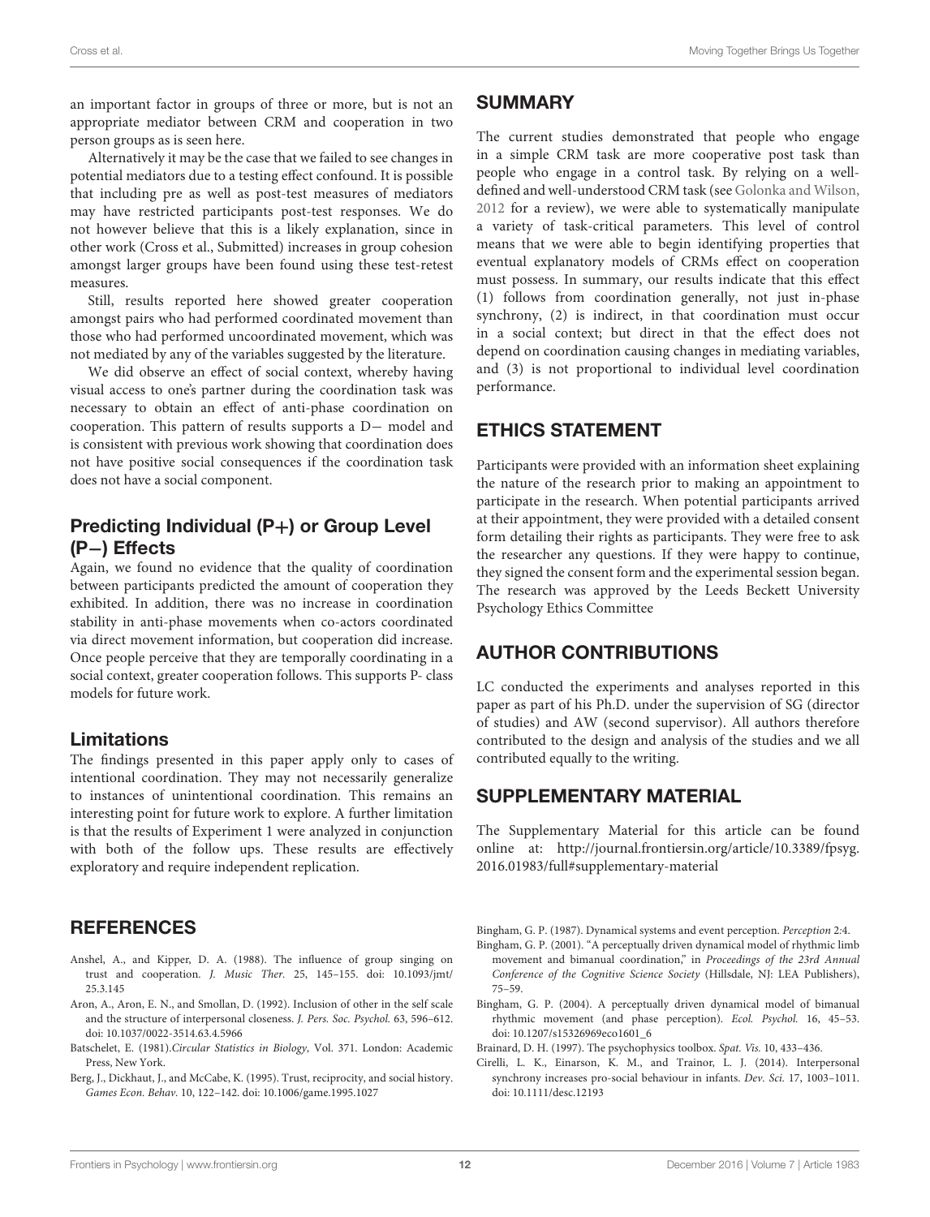an important factor in groups of three or more, but is not an appropriate mediator between CRM and cooperation in two person groups as is seen here.

Alternatively it may be the case that we failed to see changes in potential mediators due to a testing effect confound. It is possible that including pre as well as post-test measures of mediators may have restricted participants post-test responses. We do not however believe that this is a likely explanation, since in other work (Cross et al., Submitted) increases in group cohesion amongst larger groups have been found using these test-retest measures.

Still, results reported here showed greater cooperation amongst pairs who had performed coordinated movement than those who had performed uncoordinated movement, which was not mediated by any of the variables suggested by the literature.

We did observe an effect of social context, whereby having visual access to one's partner during the coordination task was necessary to obtain an effect of anti-phase coordination on cooperation. This pattern of results supports a D− model and is consistent with previous work showing that coordination does not have positive social consequences if the coordination task does not have a social component.

### Predicting Individual (P+) or Group Level (P−) Effects

Again, we found no evidence that the quality of coordination between participants predicted the amount of cooperation they exhibited. In addition, there was no increase in coordination stability in anti-phase movements when co-actors coordinated via direct movement information, but cooperation did increase. Once people perceive that they are temporally coordinating in a social context, greater cooperation follows. This supports P- class models for future work.

### Limitations

The findings presented in this paper apply only to cases of intentional coordination. They may not necessarily generalize to instances of unintentional coordination. This remains an interesting point for future work to explore. A further limitation is that the results of Experiment 1 were analyzed in conjunction with both of the follow ups. These results are effectively exploratory and require independent replication.

## SUMMARY

The current studies demonstrated that people who engage in a simple CRM task are more cooperative post task than people who engage in a control task. By relying on a well-defined and well-understood CRM task (see Golonka and Wilson, 2012 for a review), we were able to systematically manipulate a variety of task-critical parameters. This level of control means that we were able to begin identifying properties that eventual explanatory models of CRMs effect on cooperation must possess. In summary, our results indicate that this effect (1) follows from coordination generally, not just in-phase synchrony, (2) is indirect, in that coordination must occur in a social context; but direct in that the effect does not depend on coordination causing changes in mediating variables, and (3) is not proportional to individual level coordination performance.

## ETHICS STATEMENT

Participants were provided with an information sheet explaining the nature of the research prior to making an appointment to participate in the research. When potential participants arrived at their appointment, they were provided with a detailed consent form detailing their rights as participants. They were free to ask the researcher any questions. If they were happy to continue, they signed the consent form and the experimental session began. The research was approved by the Leeds Beckett University Psychology Ethics Committee

## AUTHOR CONTRIBUTIONS

LC conducted the experiments and analyses reported in this paper as part of his Ph.D. under the supervision of SG (director of studies) and AW (second supervisor). All authors therefore contributed to the design and analysis of the studies and we all contributed equally to the writing.

## SUPPLEMENTARY MATERIAL

The Supplementary Material for this article can be found online at: http://journal.frontiersin.org/article/10.3389/fpsyg.2016.01983/full#supplementary-material

## REFERENCES

Anshel, A., and Kipper, D. A. (1988). The influence of group singing on trust and cooperation. *J. Music Ther.* 25, 145–155. doi: 10.1093/jmt/25.3.145

Aron, A., Aron, E. N., and Smollan, D. (1992). Inclusion of other in the self scale and the structure of interpersonal closeness. *J. Pers. Soc. Psychol.* 63, 596–612. doi: 10.1037/0022-3514.63.4.5966

Batschelet, E. (1981).*Circular Statistics in Biology*, Vol. 371. London: Academic Press, New York.

Berg, J., Dickhaut, J., and McCabe, K. (1995). Trust, reciprocity, and social history. *Games Econ. Behav.* 10, 122–142. doi: 10.1006/game.1995.1027

Bingham, G. P. (1987). Dynamical systems and event perception. *Perception* 2:4.

Bingham, G. P. (2001). "A perceptually driven dynamical model of rhythmic limb movement and bimanual coordination," in *Proceedings of the 23rd Annual Conference of the Cognitive Science Society* (Hillsdale, NJ: LEA Publishers), 75–59.

Bingham, G. P. (2004). A perceptually driven dynamical model of bimanual rhythmic movement (and phase perception). *Ecol. Psychol.* 16, 45–53. doi: 10.1207/s15326969eco1601_6

Brainard, D. H. (1997). The psychophysics toolbox. *Spat. Vis.* 10, 433–436.

Cirelli, L. K., Einarson, K. M., and Trainor, L. J. (2014). Interpersonal synchrony increases pro-social behaviour in infants. *Dev. Sci.* 17, 1003–1011. doi: 10.1111/desc.12193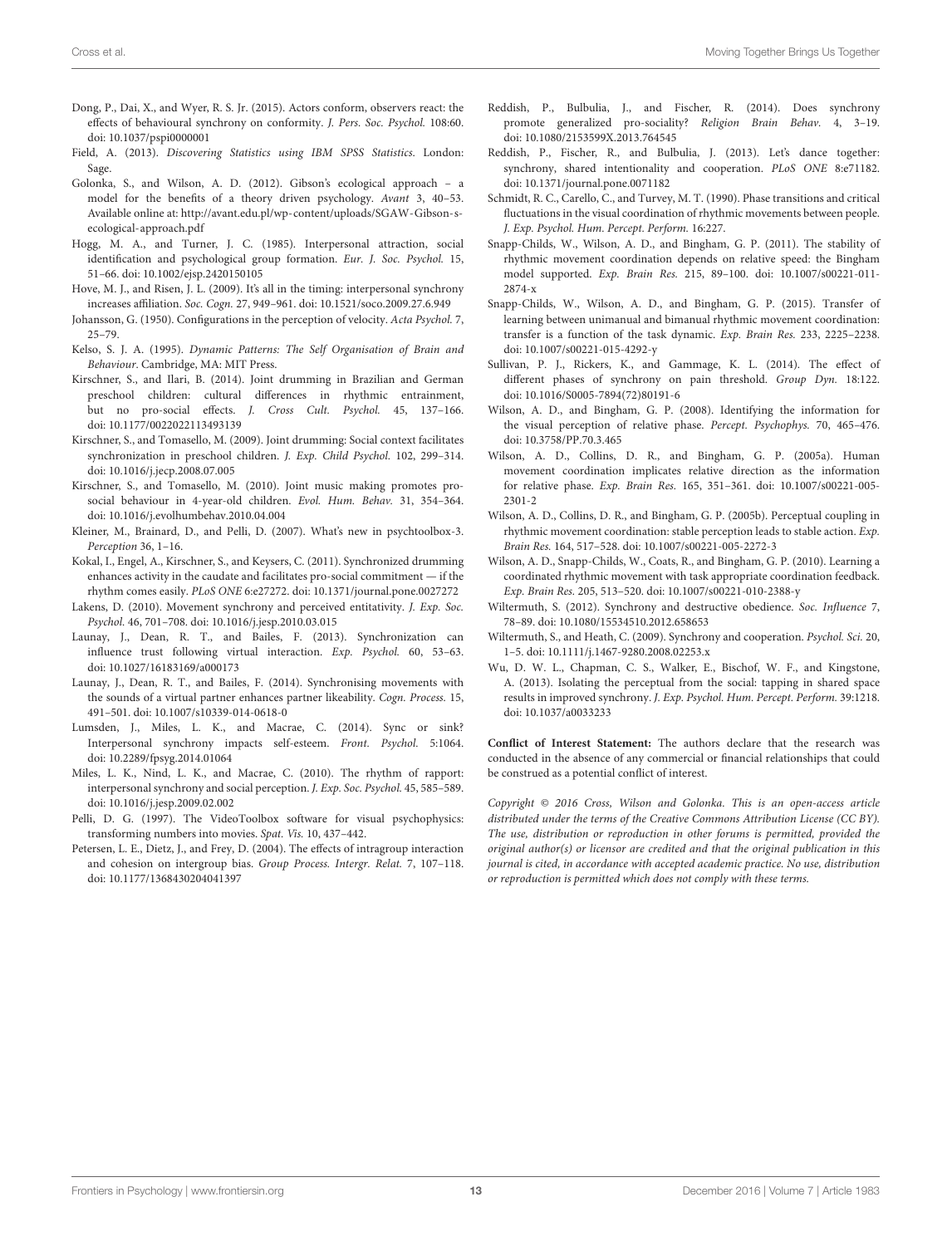Dong, P., Dai, X., and Wyer, R. S. Jr. (2015). Actors conform, observers react: the effects of behavioural synchrony on conformity. *J. Pers. Soc. Psychol.* 108:60. doi: 10.1037/pspi0000001

Field, A. (2013). *Discovering Statistics using IBM SPSS Statistics*. London: Sage.

Golonka, S., and Wilson, A. D. (2012). Gibson's ecological approach – a model for the benefits of a theory driven psychology. *Avant* 3, 40–53. Available online at: http://avant.edu.pl/wp-content/uploads/SGAW-Gibson-s-ecological-approach.pdf

Hogg, M. A., and Turner, J. C. (1985). Interpersonal attraction, social identification and psychological group formation. *Eur. J. Soc. Psychol.* 15, 51–66. doi: 10.1002/ejsp.2420150105

Hove, M. J., and Risen, J. L. (2009). It's all in the timing: interpersonal synchrony increases affiliation. *Soc. Cogn.* 27, 949–961. doi: 10.1521/soco.2009.27.6.949

Johansson, G. (1950). Configurations in the perception of velocity. *Acta Psychol.* 7, 25–79.

Kelso, S. J. A. (1995). *Dynamic Patterns: The Self Organisation of Brain and Behaviour*. Cambridge, MA: MIT Press.

Kirschner, S., and Ilari, B. (2014). Joint drumming in Brazilian and German preschool children: cultural differences in rhythmic entrainment, but no pro-social effects. *J. Cross Cult. Psychol.* 45, 137–166. doi: 10.1177/0022022113493139

Kirschner, S., and Tomasello, M. (2009). Joint drumming: Social context facilitates synchronization in preschool children. *J. Exp. Child Psychol.* 102, 299–314. doi: 10.1016/j.jecp.2008.07.005

Kirschner, S., and Tomasello, M. (2010). Joint music making promotes pro-social behaviour in 4-year-old children. *Evol. Hum. Behav.* 31, 354–364. doi: 10.1016/j.evolhumbehav.2010.04.004

Kleiner, M., Brainard, D., and Pelli, D. (2007). What's new in psychtoolbox-3. *Perception* 36, 1–16.

Kokal, I., Engel, A., Kirschner, S., and Keysers, C. (2011). Synchronized drumming enhances activity in the caudate and facilitates pro-social commitment — if the rhythm comes easily. *PLoS ONE* 6:e27272. doi: 10.1371/journal.pone.0027272

Lakens, D. (2010). Movement synchrony and perceived entitativity. *J. Exp. Soc. Psychol.* 46, 701–708. doi: 10.1016/j.jesp.2010.03.015

Launay, J., Dean, R. T., and Bailes, F. (2013). Synchronization can influence trust following virtual interaction. *Exp. Psychol.* 60, 53–63. doi: 10.1027/16183169/a000173

Launay, J., Dean, R. T., and Bailes, F. (2014). Synchronising movements with the sounds of a virtual partner enhances partner likeability. *Cogn. Process.* 15, 491–501. doi: 10.1007/s10339-014-0618-0

Lumsden, J., Miles, L. K., and Macrae, C. (2014). Sync or sink? Interpersonal synchrony impacts self-esteem. *Front. Psychol.* 5:1064. doi: 10.2289/fpsyg.2014.01064

Miles, L. K., Nind, L. K., and Macrae, C. (2010). The rhythm of rapport: interpersonal synchrony and social perception. *J. Exp. Soc. Psychol.* 45, 585–589. doi: 10.1016/j.jesp.2009.02.002

Pelli, D. G. (1997). The VideoToolbox software for visual psychophysics: transforming numbers into movies. *Spat. Vis.* 10, 437–442.

Petersen, L. E., Dietz, J., and Frey, D. (2004). The effects of intragroup interaction and cohesion on intergroup bias. *Group Process. Intergr. Relat.* 7, 107–118. doi: 10.1177/1368430204041397

Reddish, P., Bulbulia, J., and Fischer, R. (2014). Does synchrony promote generalized pro-sociality? *Religion Brain Behav.* 4, 3–19. doi: 10.1080/2153599X.2013.764545

Reddish, P., Fischer, R., and Bulbulia, J. (2013). Let's dance together: synchrony, shared intentionality and cooperation. *PLoS ONE* 8:e71182. doi: 10.1371/journal.pone.0071182

Schmidt, R. C., Carello, C., and Turvey, M. T. (1990). Phase transitions and critical fluctuations in the visual coordination of rhythmic movements between people. *J. Exp. Psychol. Hum. Percept. Perform.* 16:227.

Snapp-Childs, W., Wilson, A. D., and Bingham, G. P. (2011). The stability of rhythmic movement coordination depends on relative speed: the Bingham model supported. *Exp. Brain Res.* 215, 89–100. doi: 10.1007/s00221-011-2874-x

Snapp-Childs, W., Wilson, A. D., and Bingham, G. P. (2015). Transfer of learning between unimanual and bimanual rhythmic movement coordination: transfer is a function of the task dynamic. *Exp. Brain Res.* 233, 2225–2238. doi: 10.1007/s00221-015-4292-y

Sullivan, P. J., Rickers, K., and Gammage, K. L. (2014). The effect of different phases of synchrony on pain threshold. *Group Dyn.* 18:122. doi: 10.1016/S0005-7894(72)80191-6

Wilson, A. D., and Bingham, G. P. (2008). Identifying the information for the visual perception of relative phase. *Percept. Psychophys.* 70, 465–476. doi: 10.3758/PP.70.3.465

Wilson, A. D., Collins, D. R., and Bingham, G. P. (2005a). Human movement coordination implicates relative direction as the information for relative phase. *Exp. Brain Res.* 165, 351–361. doi: 10.1007/s00221-005-2301-2

Wilson, A. D., Collins, D. R., and Bingham, G. P. (2005b). Perceptual coupling in rhythmic movement coordination: stable perception leads to stable action. *Exp. Brain Res.* 164, 517–528. doi: 10.1007/s00221-005-2272-3

Wilson, A. D., Snapp-Childs, W., Coats, R., and Bingham, G. P. (2010). Learning a coordinated rhythmic movement with task appropriate coordination feedback. *Exp. Brain Res.* 205, 513–520. doi: 10.1007/s00221-010-2388-y

Wiltermuth, S. (2012). Synchrony and destructive obedience. *Soc. Influence* 7, 78–89. doi: 10.1080/15534510.2012.658653

Wiltermuth, S., and Heath, C. (2009). Synchrony and cooperation. *Psychol. Sci.* 20, 1–5. doi: 10.1111/j.1467-9280.2008.02253.x

Wu, D. W. L., Chapman, C. S., Walker, E., Bischof, W. F., and Kingstone, A. (2013). Isolating the perceptual from the social: tapping in shared space results in improved synchrony. *J. Exp. Psychol. Hum. Percept. Perform.* 39:1218. doi: 10.1037/a0033233

**Conflict of Interest Statement:** The authors declare that the research was conducted in the absence of any commercial or financial relationships that could be construed as a potential conflict of interest.

*Copyright © 2016 Cross, Wilson and Golonka. This is an open-access article distributed under the terms of the Creative Commons Attribution License (CC BY). The use, distribution or reproduction in other forums is permitted, provided the original author(s) or licensor are credited and that the original publication in this journal is cited, in accordance with accepted academic practice. No use, distribution or reproduction is permitted which does not comply with these terms.*